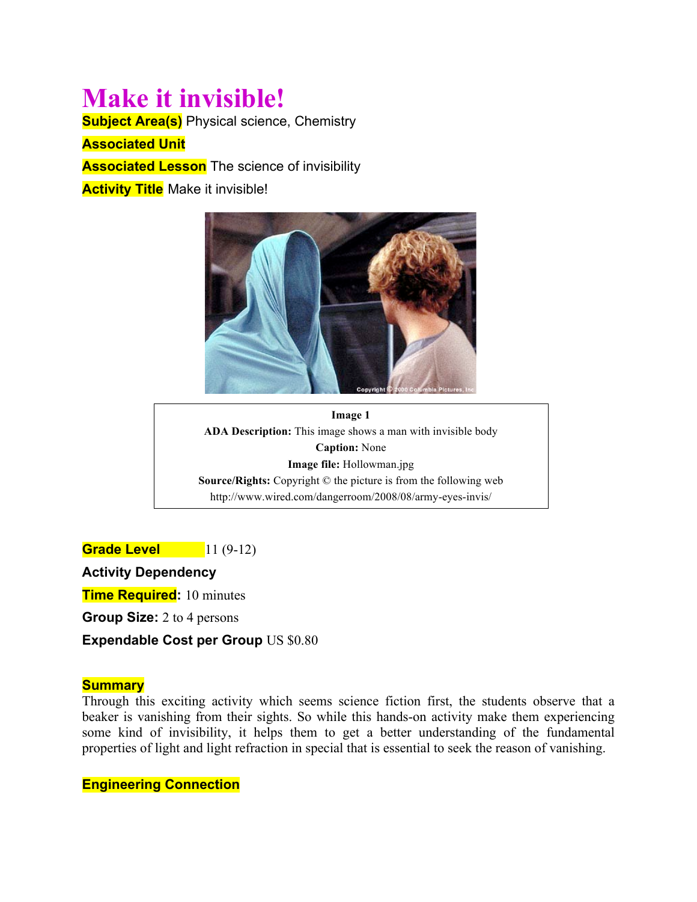# Make it invisible!

**Subject Area(s)** Physical science, Chemistry

**Associated Unit**

**Associated Lesson** The science of invisibility

**Activity Title** Make it invisible!

**Image 1**
**ADA Description:** This image shows a man with invisible body
**Caption:** None
**Image file:** Hollowman.jpg
**Source/Rights:** Copyright © the picture is from the following web http://www.wired.com/dangerroom/2008/08/army-eyes-invis/

**Grade Level** 11 (9-12)

**Activity Dependency**

**Time Required:** 10 minutes

**Group Size:** 2 to 4 persons

**Expendable Cost per Group** US $0.80

## Summary

Through this exciting activity which seems science fiction first, the students observe that a beaker is vanishing from their sights. So while this hands-on activity make them experiencing some kind of invisibility, it helps them to get a better understanding of the fundamental properties of light and light refraction in special that is essential to seek the reason of vanishing.

## Engineering Connection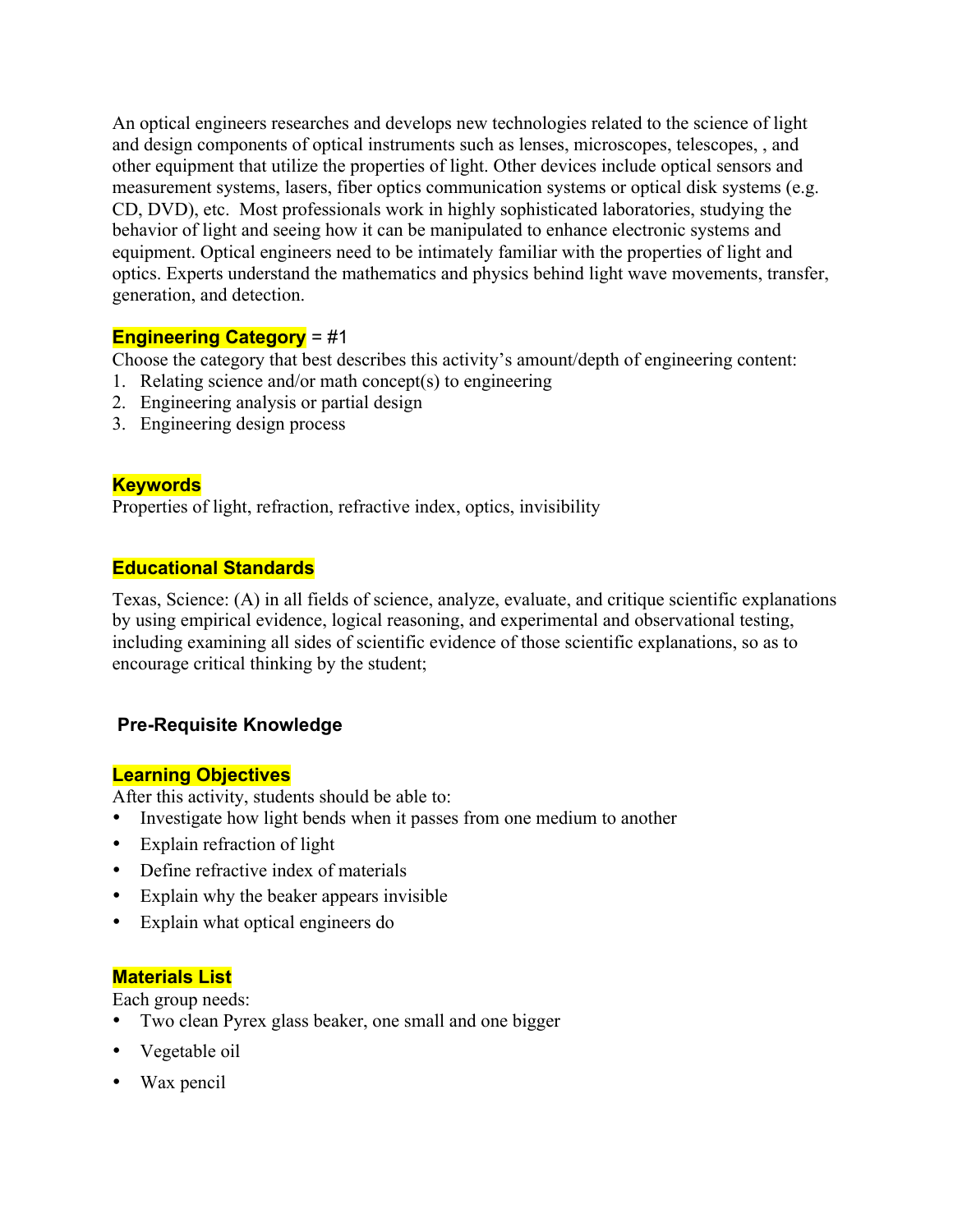An optical engineers researches and develops new technologies related to the science of light and design components of optical instruments such as lenses, microscopes, telescopes, , and other equipment that utilize the properties of light. Other devices include optical sensors and measurement systems, lasers, fiber optics communication systems or optical disk systems (e.g. CD, DVD), etc. Most professionals work in highly sophisticated laboratories, studying the behavior of light and seeing how it can be manipulated to enhance electronic systems and equipment. Optical engineers need to be intimately familiar with the properties of light and optics. Experts understand the mathematics and physics behind light wave movements, transfer, generation, and detection.

**Engineering Category** = #1

Choose the category that best describes this activity's amount/depth of engineering content:

1. Relating science and/or math concept(s) to engineering
2. Engineering analysis or partial design
3. Engineering design process

**Keywords**

Properties of light, refraction, refractive index, optics, invisibility

**Educational Standards**

Texas, Science: (A) in all fields of science, analyze, evaluate, and critique scientific explanations by using empirical evidence, logical reasoning, and experimental and observational testing, including examining all sides of scientific evidence of those scientific explanations, so as to encourage critical thinking by the student;

**Pre-Requisite Knowledge**

**Learning Objectives**

After this activity, students should be able to:

- Investigate how light bends when it passes from one medium to another
- Explain refraction of light
- Define refractive index of materials
- Explain why the beaker appears invisible
- Explain what optical engineers do

**Materials List**

Each group needs:

- Two clean Pyrex glass beaker, one small and one bigger
- Vegetable oil
- Wax pencil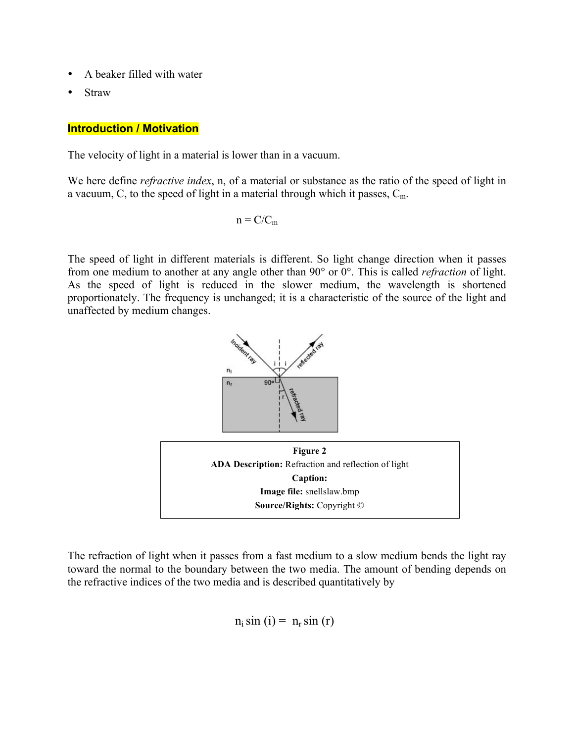- A beaker filled with water
- Straw

## Introduction / Motivation

The velocity of light in a material is lower than in a vacuum.

We here define *refractive index*, n, of a material or substance as the ratio of the speed of light in a vacuum, C, to the speed of light in a material through which it passes, $C_m$.

$$n = C/C_m$$

The speed of light in different materials is different. So light change direction when it passes from one medium to another at any angle other than 90° or 0°. This is called *refraction* of light. As the speed of light is reduced in the slower medium, the wavelength is shortened proportionately. The frequency is unchanged; it is a characteristic of the source of the light and unaffected by medium changes.

| **Figure 2** |
|---|
| **ADA Description:** Refraction and reflection of light |
| **Caption:** |
| **Image file:** snellslaw.bmp |
| **Source/Rights:** Copyright © |

The refraction of light when it passes from a fast medium to a slow medium bends the light ray toward the normal to the boundary between the two media. The amount of bending depends on the refractive indices of the two media and is described quantitatively by

$$n_i \sin(i) = n_r \sin(r)$$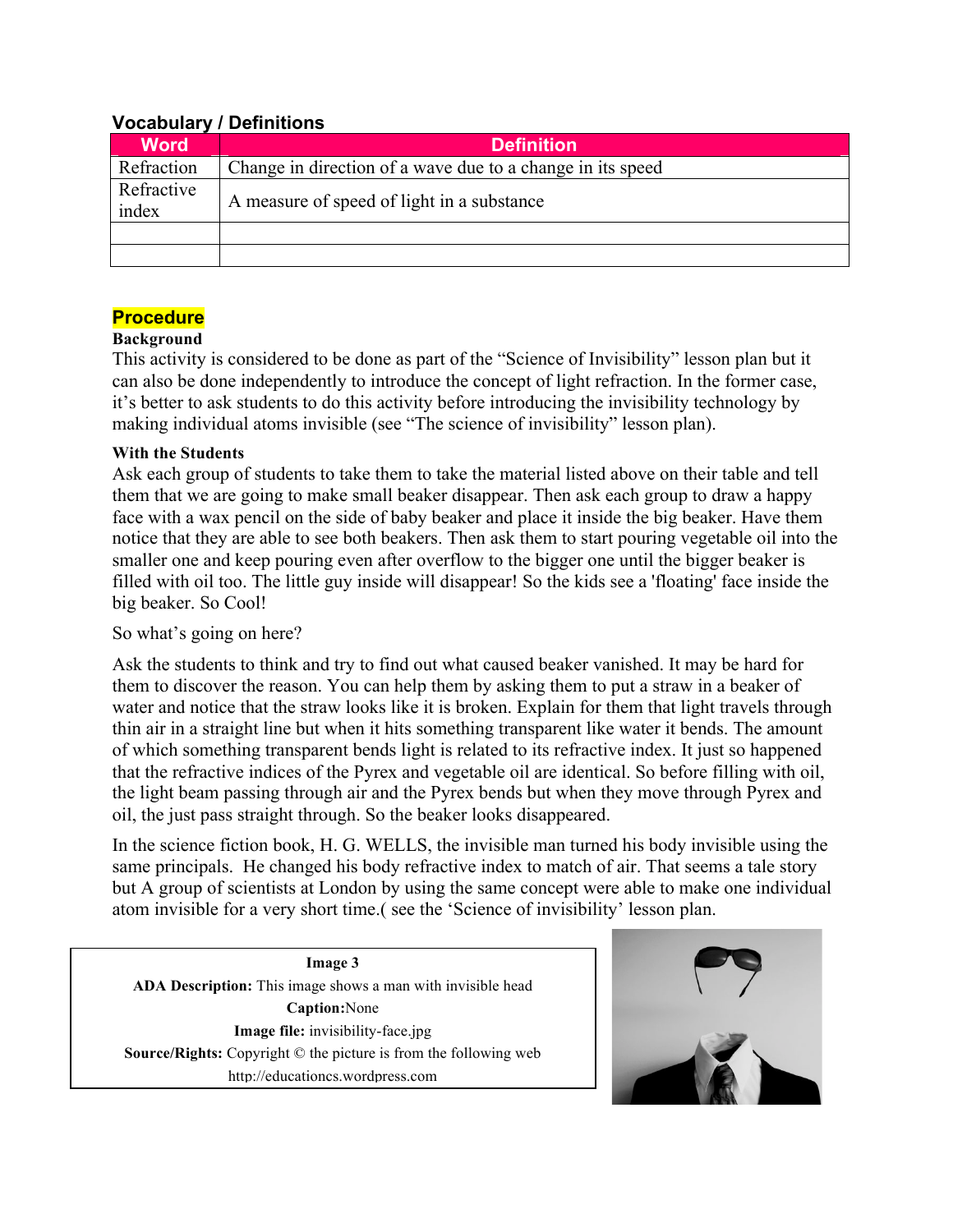### Vocabulary / Definitions

| Word | Definition |
|---|---|
| Refraction | Change in direction of a wave due to a change in its speed |
| Refractive index | A measure of speed of light in a substance |
| | |
| | |

## Procedure

**Background**

This activity is considered to be done as part of the “Science of Invisibility” lesson plan but it can also be done independently to introduce the concept of light refraction. In the former case, it’s better to ask students to do this activity before introducing the invisibility technology by making individual atoms invisible (see “The science of invisibility” lesson plan).

**With the Students**

Ask each group of students to take them to take the material listed above on their table and tell them that we are going to make small beaker disappear. Then ask each group to draw a happy face with a wax pencil on the side of baby beaker and place it inside the big beaker. Have them notice that they are able to see both beakers. Then ask them to start pouring vegetable oil into the smaller one and keep pouring even after overflow to the bigger one until the bigger beaker is filled with oil too. The little guy inside will disappear! So the kids see a 'floating' face inside the big beaker. So Cool!

So what’s going on here?

Ask the students to think and try to find out what caused beaker vanished. It may be hard for them to discover the reason. You can help them by asking them to put a straw in a beaker of water and notice that the straw looks like it is broken. Explain for them that light travels through thin air in a straight line but when it hits something transparent like water it bends. The amount of which something transparent bends light is related to its refractive index. It just so happened that the refractive indices of the Pyrex and vegetable oil are identical. So before filling with oil, the light beam passing through air and the Pyrex bends but when they move through Pyrex and oil, the just pass straight through. So the beaker looks disappeared.

In the science fiction book, H. G. WELLS, the invisible man turned his body invisible using the same principals. He changed his body refractive index to match of air. That seems a tale story but A group of scientists at London by using the same concept were able to make one individual atom invisible for a very short time.( see the ‘Science of invisibility’ lesson plan.

**Image 3**
**ADA Description:** This image shows a man with invisible head
**Caption:** None
**Image file:** invisibility-face.jpg
**Source/Rights:** Copyright © the picture is from the following web http://educationcs.wordpress.com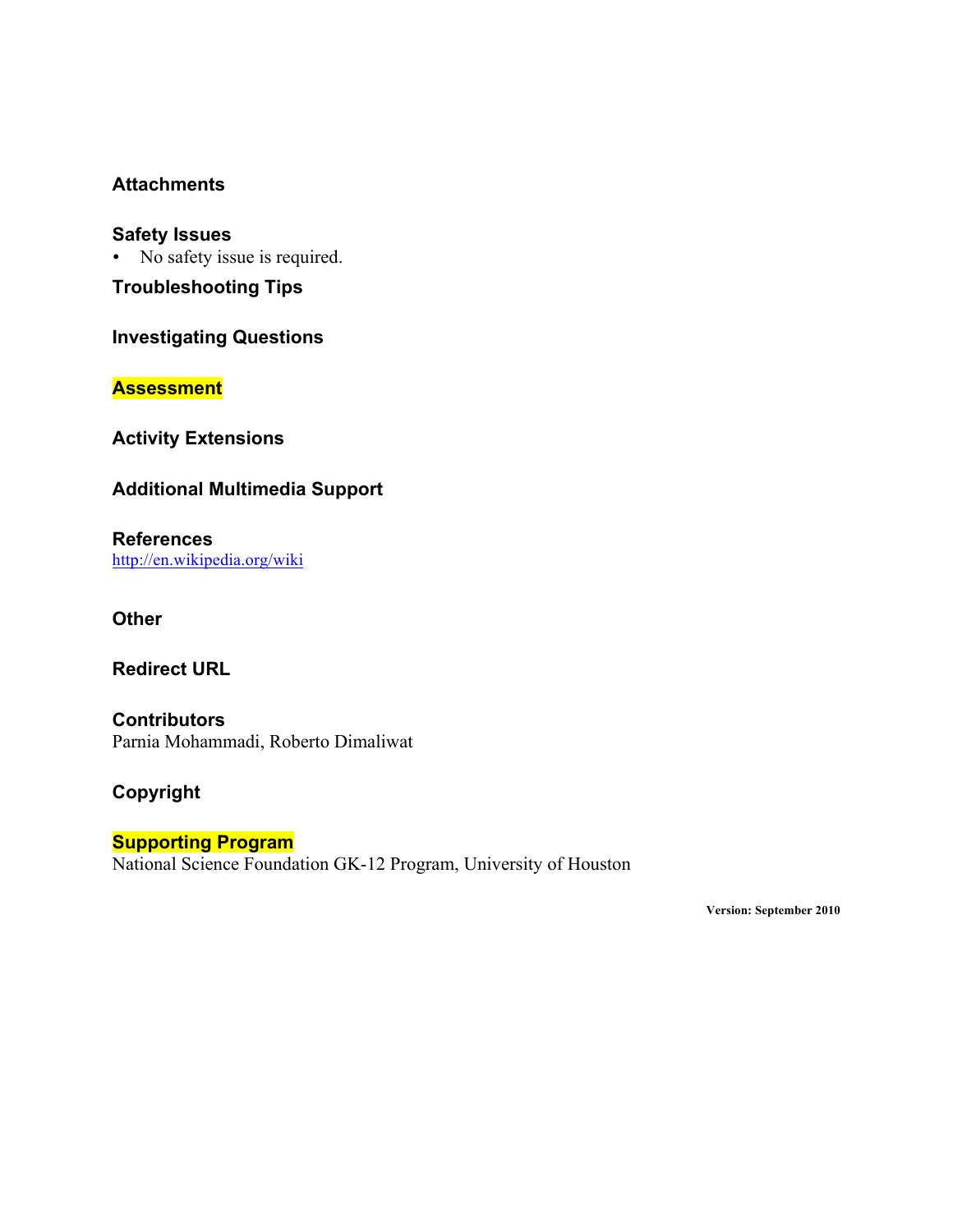## Attachments

## Safety Issues

- No safety issue is required.

## Troubleshooting Tips

## Investigating Questions

## Assessment

## Activity Extensions

## Additional Multimedia Support

## References

http://en.wikipedia.org/wiki

## Other

## Redirect URL

## Contributors

Parnia Mohammadi, Roberto Dimaliwat

## Copyright

## Supporting Program

National Science Foundation GK-12 Program, University of Houston

**Version: September 2010**